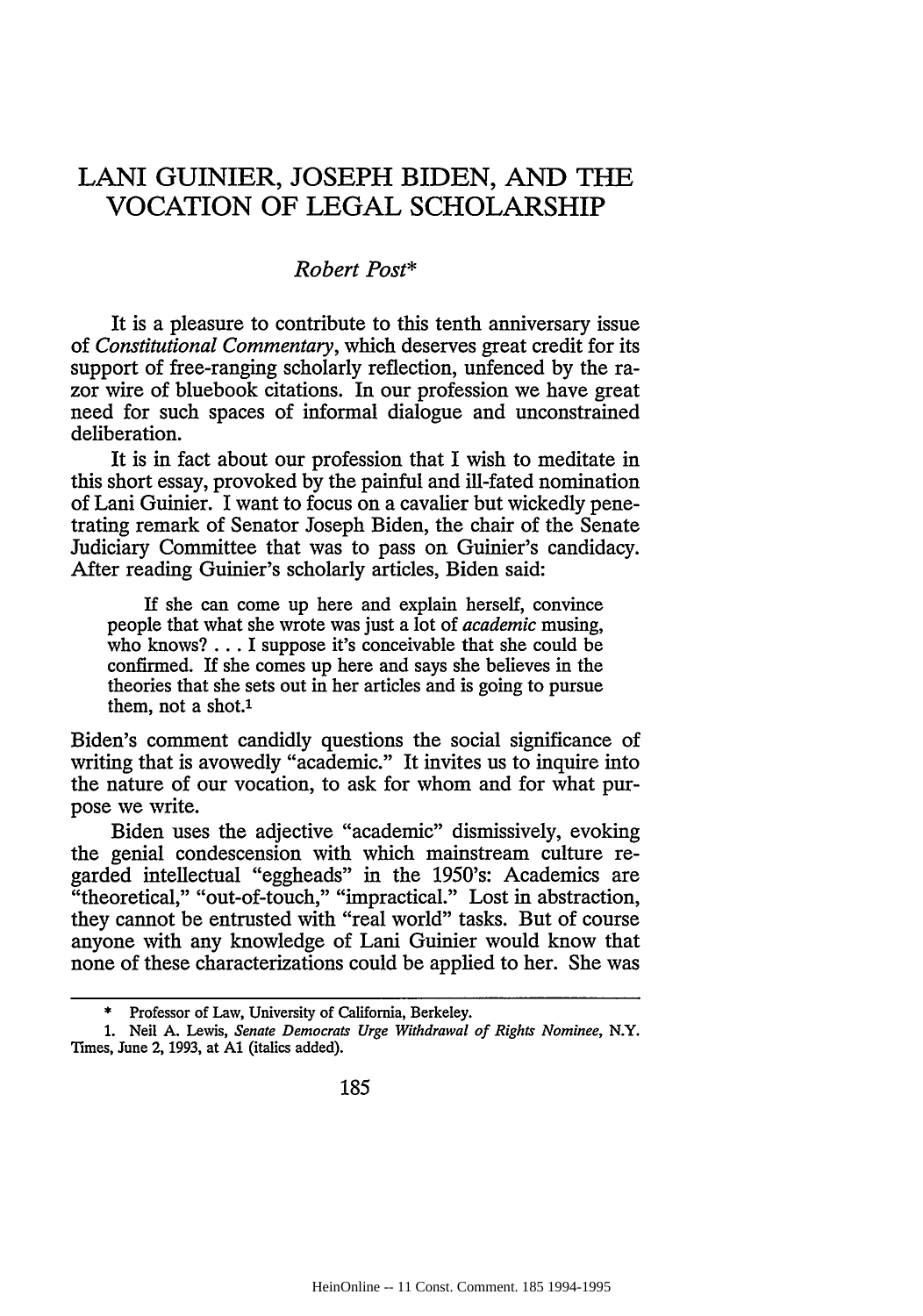# LANI GUINIER, JOSEPH BIDEN, AND THE VOCATION OF LEGAL SCHOLARSHIP

*Robert Post**

It is a pleasure to contribute to this tenth anniversary issue of *Constitutional Commentary*, which deserves great credit for its support of free-ranging scholarly reflection, unfenced by the razor wire of bluebook citations. In our profession we have great need for such spaces of informal dialogue and unconstrained deliberation.

It is in fact about our profession that I wish to meditate in this short essay, provoked by the painful and ill-fated nomination of Lani Guinier. I want to focus on a cavalier but wickedly penetrating remark of Senator Joseph Biden, the chair of the Senate Judiciary Committee that was to pass on Guinier's candidacy. After reading Guinier's scholarly articles, Biden said:

> If she can come up here and explain herself, convince people that what she wrote was just a lot of *academic* musing, who knows? . . . I suppose it's conceivable that she could be confirmed. If she comes up here and says she believes in the theories that she sets out in her articles and is going to pursue them, not a shot.[1]

Biden's comment candidly questions the social significance of writing that is avowedly "academic." It invites us to inquire into the nature of our vocation, to ask for whom and for what purpose we write.

Biden uses the adjective "academic" dismissively, evoking the genial condescension with which mainstream culture regarded intellectual "eggheads" in the 1950's: Academics are "theoretical," "out-of-touch," "impractical." Lost in abstraction, they cannot be entrusted with "real world" tasks. But of course anyone with any knowledge of Lani Guinier would know that none of these characterizations could be applied to her. She was

---

\* Professor of Law, University of California, Berkeley.

1. Neil A. Lewis, *Senate Democrats Urge Withdrawal of Rights Nominee*, N.Y. Times, June 2, 1993, at A1 (italics added).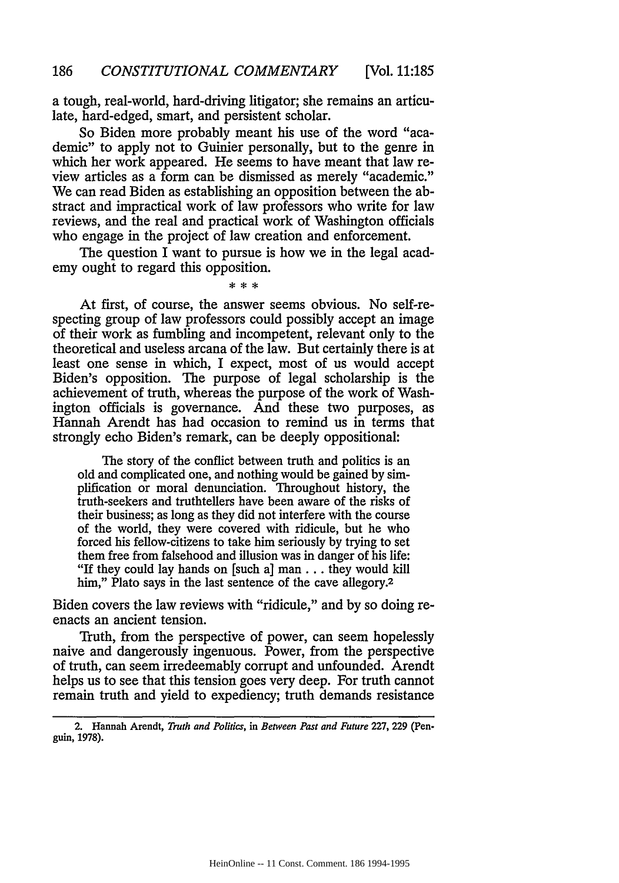a tough, real-world, hard-driving litigator; she remains an articulate, hard-edged, smart, and persistent scholar.

So Biden more probably meant his use of the word "academic" to apply not to Guinier personally, but to the genre in which her work appeared. He seems to have meant that law review articles as a form can be dismissed as merely "academic." We can read Biden as establishing an opposition between the abstract and impractical work of law professors who write for law reviews, and the real and practical work of Washington officials who engage in the project of law creation and enforcement.

The question I want to pursue is how we in the legal academy ought to regard this opposition.

\* \* \*

At first, of course, the answer seems obvious. No self-respecting group of law professors could possibly accept an image of their work as fumbling and incompetent, relevant only to the theoretical and useless arcana of the law. But certainly there is at least one sense in which, I expect, most of us would accept Biden's opposition. The purpose of legal scholarship is the achievement of truth, whereas the purpose of the work of Washington officials is governance. And these two purposes, as Hannah Arendt has had occasion to remind us in terms that strongly echo Biden's remark, can be deeply oppositional:

> The story of the conflict between truth and politics is an old and complicated one, and nothing would be gained by simplification or moral denunciation. Throughout history, the truth-seekers and truthtellers have been aware of the risks of their business; as long as they did not interfere with the course of the world, they were covered with ridicule, but he who forced his fellow-citizens to take him seriously by trying to set them free from falsehood and illusion was in danger of his life: "If they could lay hands on [such a] man . . . they would kill him," Plato says in the last sentence of the cave allegory.[2]

Biden covers the law reviews with "ridicule," and by so doing reenacts an ancient tension.

Truth, from the perspective of power, can seem hopelessly naive and dangerously ingenuous. Power, from the perspective of truth, can seem irredeemably corrupt and unfounded. Arendt helps us to see that this tension goes very deep. For truth cannot remain truth and yield to expediency; truth demands resistance

---

2. Hannah Arendt, *Truth and Politics*, in *Between Past and Future* 227, 229 (Penguin, 1978).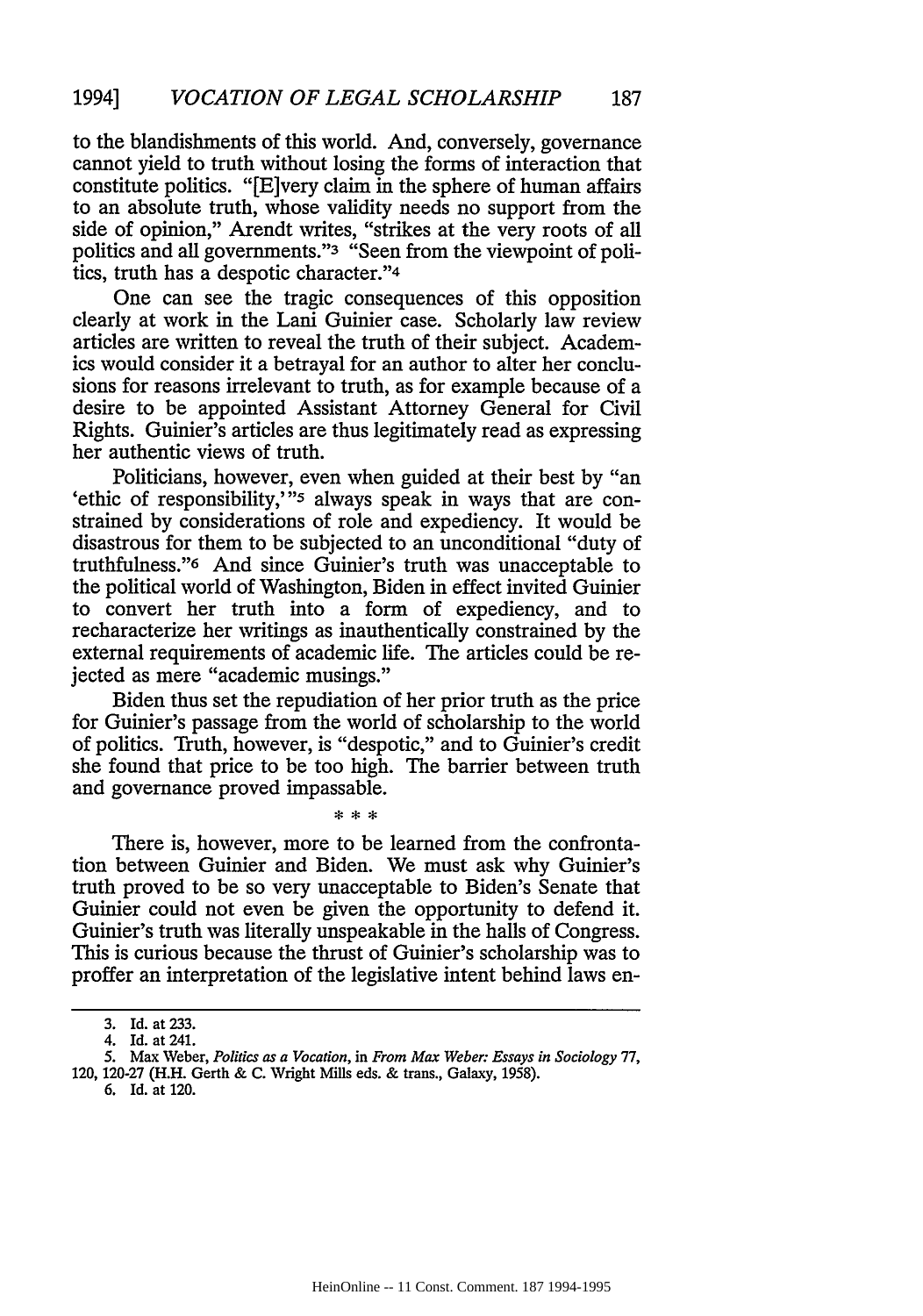to the blandishments of this world. And, conversely, governance cannot yield to truth without losing the forms of interaction that constitute politics. "[E]very claim in the sphere of human affairs to an absolute truth, whose validity needs no support from the side of opinion," Arendt writes, "strikes at the very roots of all politics and all governments."[3] "Seen from the viewpoint of politics, truth has a despotic character."[4]

One can see the tragic consequences of this opposition clearly at work in the Lani Guinier case. Scholarly law review articles are written to reveal the truth of their subject. Academics would consider it a betrayal for an author to alter her conclusions for reasons irrelevant to truth, as for example because of a desire to be appointed Assistant Attorney General for Civil Rights. Guinier's articles are thus legitimately read as expressing her authentic views of truth.

Politicians, however, even when guided at their best by "an 'ethic of responsibility,'"[5] always speak in ways that are constrained by considerations of role and expediency. It would be disastrous for them to be subjected to an unconditional "duty of truthfulness."[6] And since Guinier's truth was unacceptable to the political world of Washington, Biden in effect invited Guinier to convert her truth into a form of expediency, and to recharacterize her writings as inauthentically constrained by the external requirements of academic life. The articles could be rejected as mere "academic musings."

Biden thus set the repudiation of her prior truth as the price for Guinier's passage from the world of scholarship to the world of politics. Truth, however, is "despotic," and to Guinier's credit she found that price to be too high. The barrier between truth and governance proved impassable.

\* \* \*

There is, however, more to be learned from the confrontation between Guinier and Biden. We must ask why Guinier's truth proved to be so very unacceptable to Biden's Senate that Guinier could not even be given the opportunity to defend it. Guinier's truth was literally unspeakable in the halls of Congress. This is curious because the thrust of Guinier's scholarship was to proffer an interpretation of the legislative intent behind laws en-

---

3. Id. at 233.
4. Id. at 241.
5. Max Weber, *Politics as a Vocation*, in *From Max Weber: Essays in Sociology* 77, 120, 120-27 (H.H. Gerth & C. Wright Mills eds. & trans., Galaxy, 1958).
6. Id. at 120.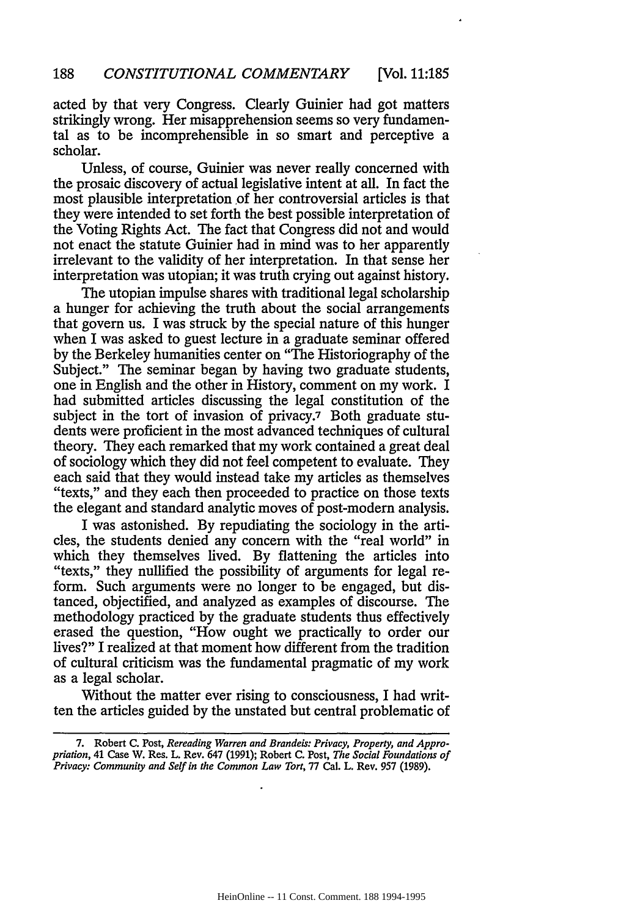acted by that very Congress. Clearly Guinier had got matters strikingly wrong. Her misapprehension seems so very fundamental as to be incomprehensible in so smart and perceptive a scholar.

Unless, of course, Guinier was never really concerned with the prosaic discovery of actual legislative intent at all. In fact the most plausible interpretation of her controversial articles is that they were intended to set forth the best possible interpretation of the Voting Rights Act. The fact that Congress did not and would not enact the statute Guinier had in mind was to her apparently irrelevant to the validity of her interpretation. In that sense her interpretation was utopian; it was truth crying out against history.

The utopian impulse shares with traditional legal scholarship a hunger for achieving the truth about the social arrangements that govern us. I was struck by the special nature of this hunger when I was asked to guest lecture in a graduate seminar offered by the Berkeley humanities center on "The Historiography of the Subject." The seminar began by having two graduate students, one in English and the other in History, comment on my work. I had submitted articles discussing the legal constitution of the subject in the tort of invasion of privacy.[7] Both graduate students were proficient in the most advanced techniques of cultural theory. They each remarked that my work contained a great deal of sociology which they did not feel competent to evaluate. They each said that they would instead take my articles as themselves "texts," and they each then proceeded to practice on those texts the elegant and standard analytic moves of post-modern analysis.

I was astonished. By repudiating the sociology in the articles, the students denied any concern with the "real world" in which they themselves lived. By flattening the articles into "texts," they nullified the possibility of arguments for legal reform. Such arguments were no longer to be engaged, but distanced, objectified, and analyzed as examples of discourse. The methodology practiced by the graduate students thus effectively erased the question, "How ought we practically to order our lives?" I realized at that moment how different from the tradition of cultural criticism was the fundamental pragmatic of my work as a legal scholar.

Without the matter ever rising to consciousness, I had written the articles guided by the unstated but central problematic of

---

7. Robert C. Post, *Rereading Warren and Brandeis: Privacy, Property, and Appropriation*, 41 Case W. Res. L. Rev. 647 (1991); Robert C. Post, *The Social Foundations of Privacy: Community and Self in the Common Law Tort*, 77 Cal. L. Rev. 957 (1989).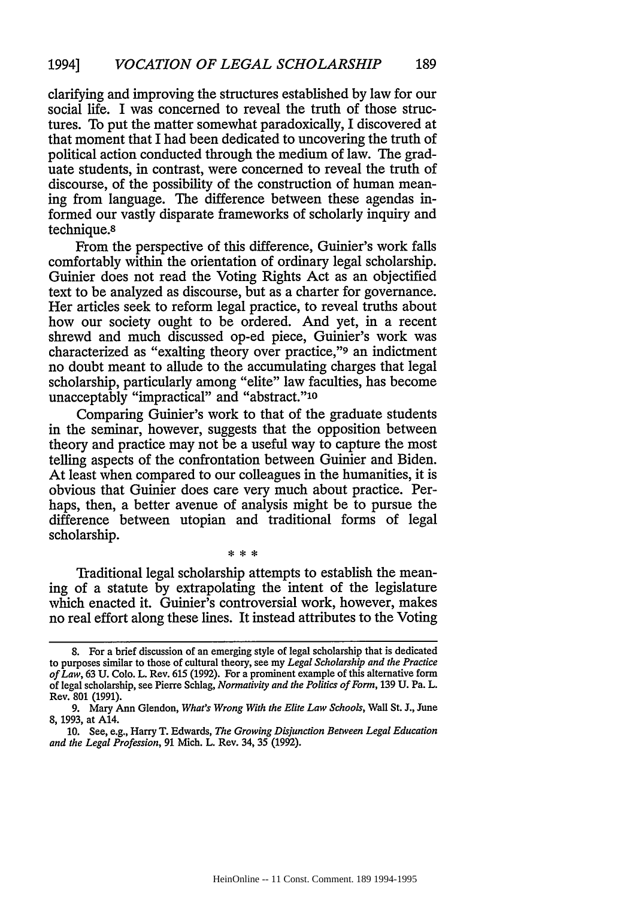clarifying and improving the structures established by law for our social life. I was concerned to reveal the truth of those structures. To put the matter somewhat paradoxically, I discovered at that moment that I had been dedicated to uncovering the truth of political action conducted through the medium of law. The graduate students, in contrast, were concerned to reveal the truth of discourse, of the possibility of the construction of human meaning from language. The difference between these agendas informed our vastly disparate frameworks of scholarly inquiry and technique.[8]

From the perspective of this difference, Guinier's work falls comfortably within the orientation of ordinary legal scholarship. Guinier does not read the Voting Rights Act as an objectified text to be analyzed as discourse, but as a charter for governance. Her articles seek to reform legal practice, to reveal truths about how our society ought to be ordered. And yet, in a recent shrewd and much discussed op-ed piece, Guinier's work was characterized as "exalting theory over practice,"[9] an indictment no doubt meant to allude to the accumulating charges that legal scholarship, particularly among "elite" law faculties, has become unacceptably "impractical" and "abstract."[10]

Comparing Guinier's work to that of the graduate students in the seminar, however, suggests that the opposition between theory and practice may not be a useful way to capture the most telling aspects of the confrontation between Guinier and Biden. At least when compared to our colleagues in the humanities, it is obvious that Guinier does care very much about practice. Perhaps, then, a better avenue of analysis might be to pursue the difference between utopian and traditional forms of legal scholarship.

\* \* \*

Traditional legal scholarship attempts to establish the meaning of a statute by extrapolating the intent of the legislature which enacted it. Guinier's controversial work, however, makes no real effort along these lines. It instead attributes to the Voting

---

8. For a brief discussion of an emerging style of legal scholarship that is dedicated to purposes similar to those of cultural theory, see my *Legal Scholarship and the Practice of Law*, 63 U. Colo. L. Rev. 615 (1992). For a prominent example of this alternative form of legal scholarship, see Pierre Schlag, *Normativity and the Politics of Form*, 139 U. Pa. L. Rev. 801 (1991).

9. Mary Ann Glendon, *What's Wrong With the Elite Law Schools*, Wall St. J., June 8, 1993, at A14.

10. See, e.g., Harry T. Edwards, *The Growing Disjunction Between Legal Education and the Legal Profession*, 91 Mich. L. Rev. 34, 35 (1992).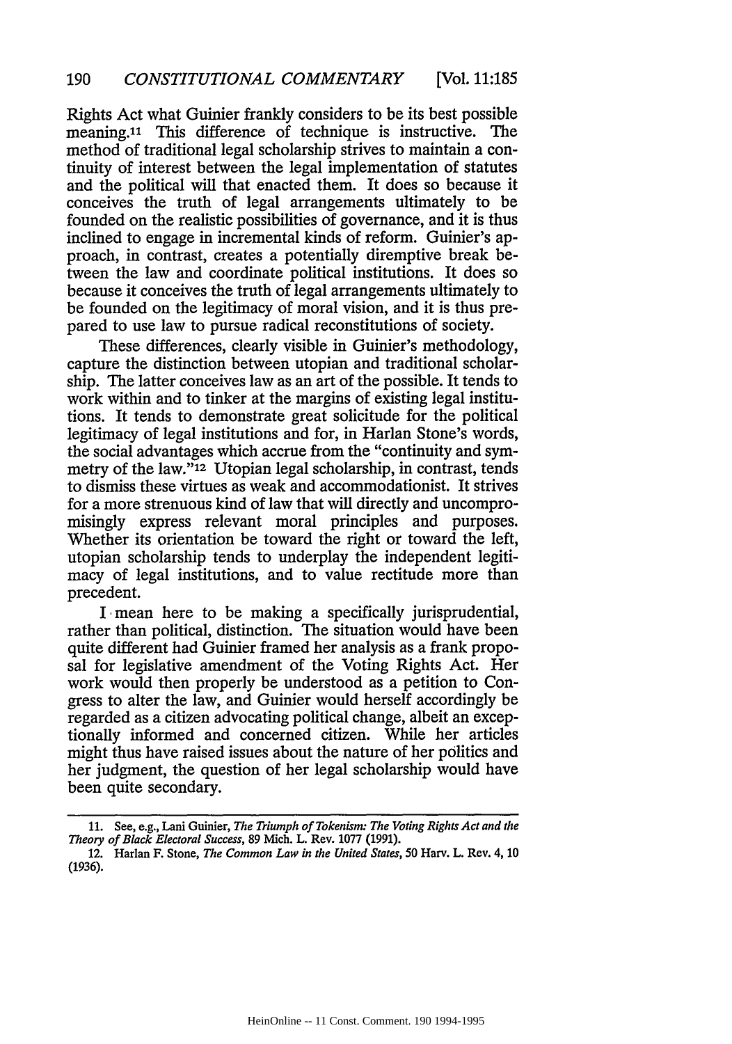Rights Act what Guinier frankly considers to be its best possible meaning.[11] This difference of technique is instructive. The method of traditional legal scholarship strives to maintain a continuity of interest between the legal implementation of statutes and the political will that enacted them. It does so because it conceives the truth of legal arrangements ultimately to be founded on the realistic possibilities of governance, and it is thus inclined to engage in incremental kinds of reform. Guinier's approach, in contrast, creates a potentially diremptive break between the law and coordinate political institutions. It does so because it conceives the truth of legal arrangements ultimately to be founded on the legitimacy of moral vision, and it is thus prepared to use law to pursue radical reconstitutions of society.

These differences, clearly visible in Guinier's methodology, capture the distinction between utopian and traditional scholarship. The latter conceives law as an art of the possible. It tends to work within and to tinker at the margins of existing legal institutions. It tends to demonstrate great solicitude for the political legitimacy of legal institutions and for, in Harlan Stone's words, the social advantages which accrue from the "continuity and symmetry of the law."[12] Utopian legal scholarship, in contrast, tends to dismiss these virtues as weak and accommodationist. It strives for a more strenuous kind of law that will directly and uncompromisingly express relevant moral principles and purposes. Whether its orientation be toward the right or toward the left, utopian scholarship tends to underplay the independent legitimacy of legal institutions, and to value rectitude more than precedent.

I mean here to be making a specifically jurisprudential, rather than political, distinction. The situation would have been quite different had Guinier framed her analysis as a frank proposal for legislative amendment of the Voting Rights Act. Her work would then properly be understood as a petition to Congress to alter the law, and Guinier would herself accordingly be regarded as a citizen advocating political change, albeit an exceptionally informed and concerned citizen. While her articles might thus have raised issues about the nature of her politics and her judgment, the question of her legal scholarship would have been quite secondary.

---

11. See, e.g., Lani Guinier, *The Triumph of Tokenism: The Voting Rights Act and the Theory of Black Electoral Success*, 89 Mich. L. Rev. 1077 (1991).

12. Harlan F. Stone, *The Common Law in the United States*, 50 Harv. L. Rev. 4, 10 (1936).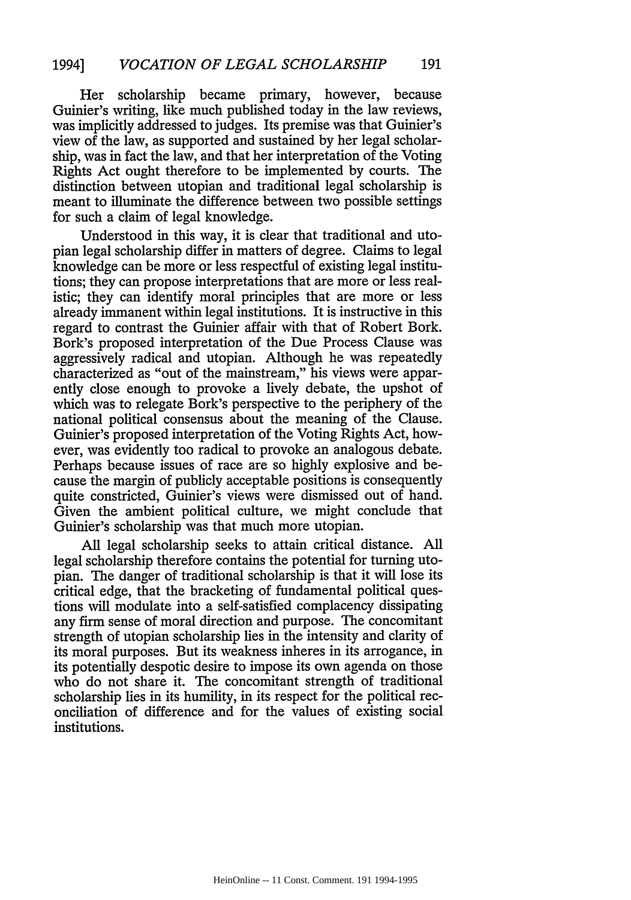Her scholarship became primary, however, because Guinier's writing, like much published today in the law reviews, was implicitly addressed to judges. Its premise was that Guinier's view of the law, as supported and sustained by her legal scholarship, was in fact the law, and that her interpretation of the Voting Rights Act ought therefore to be implemented by courts. The distinction between utopian and traditional legal scholarship is meant to illuminate the difference between two possible settings for such a claim of legal knowledge.

Understood in this way, it is clear that traditional and utopian legal scholarship differ in matters of degree. Claims to legal knowledge can be more or less respectful of existing legal institutions; they can propose interpretations that are more or less realistic; they can identify moral principles that are more or less already immanent within legal institutions. It is instructive in this regard to contrast the Guinier affair with that of Robert Bork. Bork's proposed interpretation of the Due Process Clause was aggressively radical and utopian. Although he was repeatedly characterized as "out of the mainstream," his views were apparently close enough to provoke a lively debate, the upshot of which was to relegate Bork's perspective to the periphery of the national political consensus about the meaning of the Clause. Guinier's proposed interpretation of the Voting Rights Act, however, was evidently too radical to provoke an analogous debate. Perhaps because issues of race are so highly explosive and because the margin of publicly acceptable positions is consequently quite constricted, Guinier's views were dismissed out of hand. Given the ambient political culture, we might conclude that Guinier's scholarship was that much more utopian.

All legal scholarship seeks to attain critical distance. All legal scholarship therefore contains the potential for turning utopian. The danger of traditional scholarship is that it will lose its critical edge, that the bracketing of fundamental political questions will modulate into a self-satisfied complacency dissipating any firm sense of moral direction and purpose. The concomitant strength of utopian scholarship lies in the intensity and clarity of its moral purposes. But its weakness inheres in its arrogance, in its potentially despotic desire to impose its own agenda on those who do not share it. The concomitant strength of traditional scholarship lies in its humility, in its respect for the political reconciliation of difference and for the values of existing social institutions.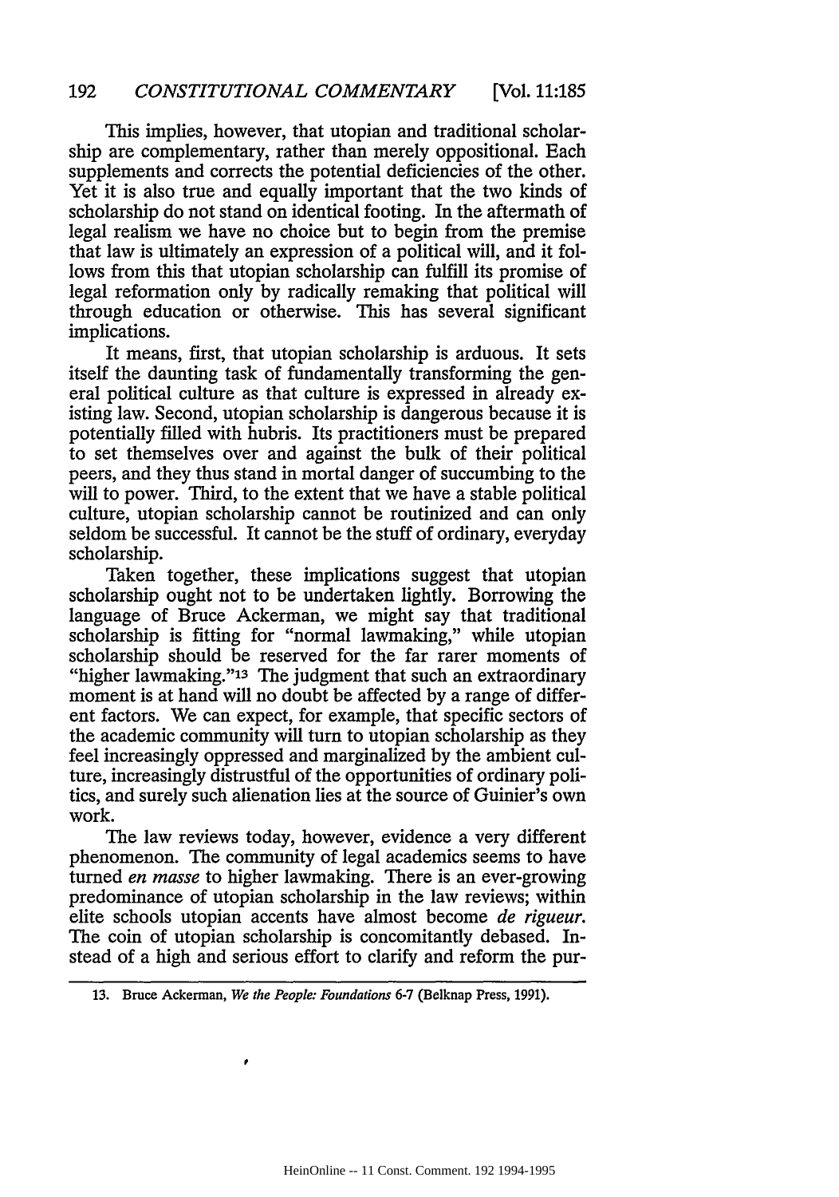This implies, however, that utopian and traditional scholarship are complementary, rather than merely oppositional. Each supplements and corrects the potential deficiencies of the other. Yet it is also true and equally important that the two kinds of scholarship do not stand on identical footing. In the aftermath of legal realism we have no choice but to begin from the premise that law is ultimately an expression of a political will, and it follows from this that utopian scholarship can fulfill its promise of legal reformation only by radically remaking that political will through education or otherwise. This has several significant implications.

It means, first, that utopian scholarship is arduous. It sets itself the daunting task of fundamentally transforming the general political culture as that culture is expressed in already existing law. Second, utopian scholarship is dangerous because it is potentially filled with hubris. Its practitioners must be prepared to set themselves over and against the bulk of their political peers, and they thus stand in mortal danger of succumbing to the will to power. Third, to the extent that we have a stable political culture, utopian scholarship cannot be routinized and can only seldom be successful. It cannot be the stuff of ordinary, everyday scholarship.

Taken together, these implications suggest that utopian scholarship ought not to be undertaken lightly. Borrowing the language of Bruce Ackerman, we might say that traditional scholarship is fitting for "normal lawmaking," while utopian scholarship should be reserved for the far rarer moments of "higher lawmaking."[13] The judgment that such an extraordinary moment is at hand will no doubt be affected by a range of different factors. We can expect, for example, that specific sectors of the academic community will turn to utopian scholarship as they feel increasingly oppressed and marginalized by the ambient culture, increasingly distrustful of the opportunities of ordinary politics, and surely such alienation lies at the source of Guinier's own work.

The law reviews today, however, evidence a very different phenomenon. The community of legal academics seems to have turned *en masse* to higher lawmaking. There is an ever-growing predominance of utopian scholarship in the law reviews; within elite schools utopian accents have almost become *de rigueur*. The coin of utopian scholarship is concomitantly debased. Instead of a high and serious effort to clarify and reform the pur-

---

13. Bruce Ackerman, *We the People: Foundations* 6-7 (Belknap Press, 1991).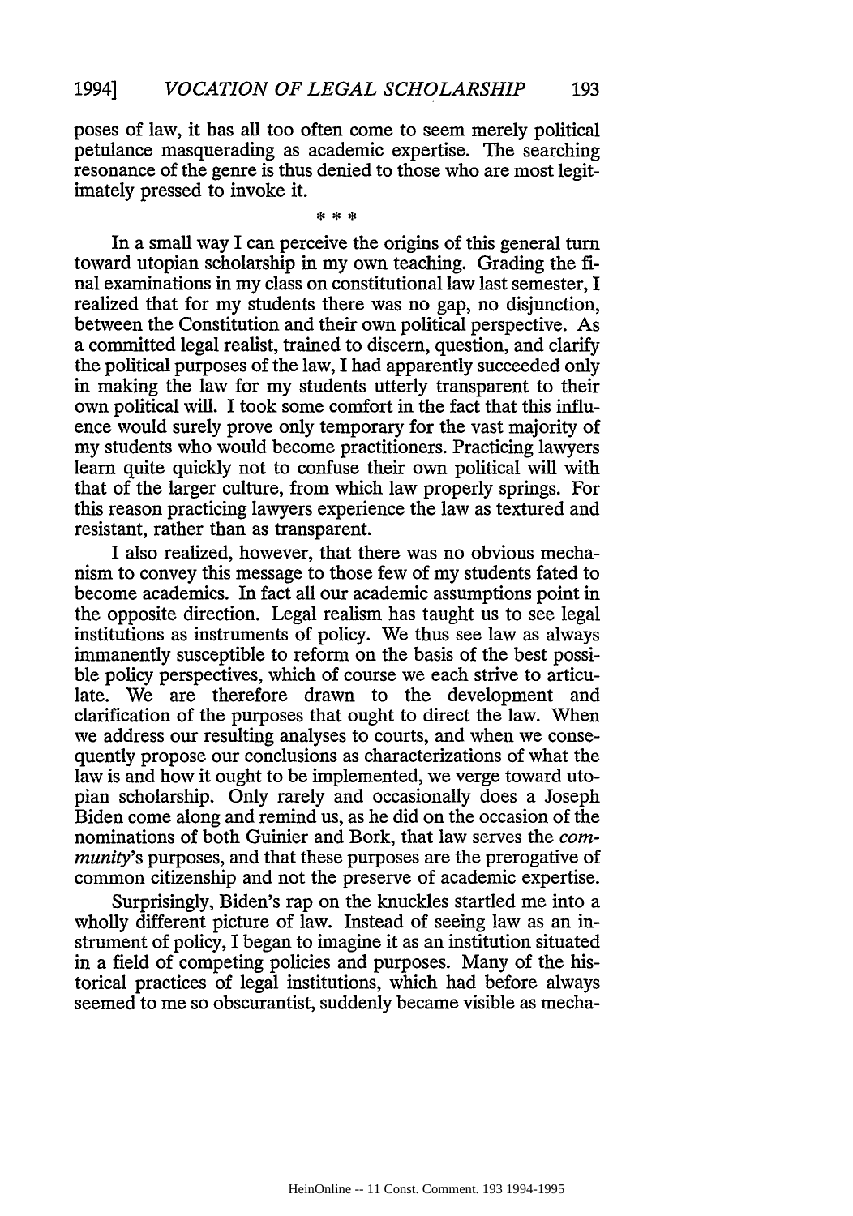poses of law, it has all too often come to seem merely political petulance masquerading as academic expertise. The searching resonance of the genre is thus denied to those who are most legitimately pressed to invoke it.

\* \* \*

In a small way I can perceive the origins of this general turn toward utopian scholarship in my own teaching. Grading the final examinations in my class on constitutional law last semester, I realized that for my students there was no gap, no disjunction, between the Constitution and their own political perspective. As a committed legal realist, trained to discern, question, and clarify the political purposes of the law, I had apparently succeeded only in making the law for my students utterly transparent to their own political will. I took some comfort in the fact that this influence would surely prove only temporary for the vast majority of my students who would become practitioners. Practicing lawyers learn quite quickly not to confuse their own political will with that of the larger culture, from which law properly springs. For this reason practicing lawyers experience the law as textured and resistant, rather than as transparent.

I also realized, however, that there was no obvious mechanism to convey this message to those few of my students fated to become academics. In fact all our academic assumptions point in the opposite direction. Legal realism has taught us to see legal institutions as instruments of policy. We thus see law as always immanently susceptible to reform on the basis of the best possible policy perspectives, which of course we each strive to articulate. We are therefore drawn to the development and clarification of the purposes that ought to direct the law. When we address our resulting analyses to courts, and when we consequently propose our conclusions as characterizations of what the law is and how it ought to be implemented, we verge toward utopian scholarship. Only rarely and occasionally does a Joseph Biden come along and remind us, as he did on the occasion of the nominations of both Guinier and Bork, that law serves the *community*'s purposes, and that these purposes are the prerogative of common citizenship and not the preserve of academic expertise.

Surprisingly, Biden's rap on the knuckles startled me into a wholly different picture of law. Instead of seeing law as an instrument of policy, I began to imagine it as an institution situated in a field of competing policies and purposes. Many of the historical practices of legal institutions, which had before always seemed to me so obscurantist, suddenly became visible as mecha-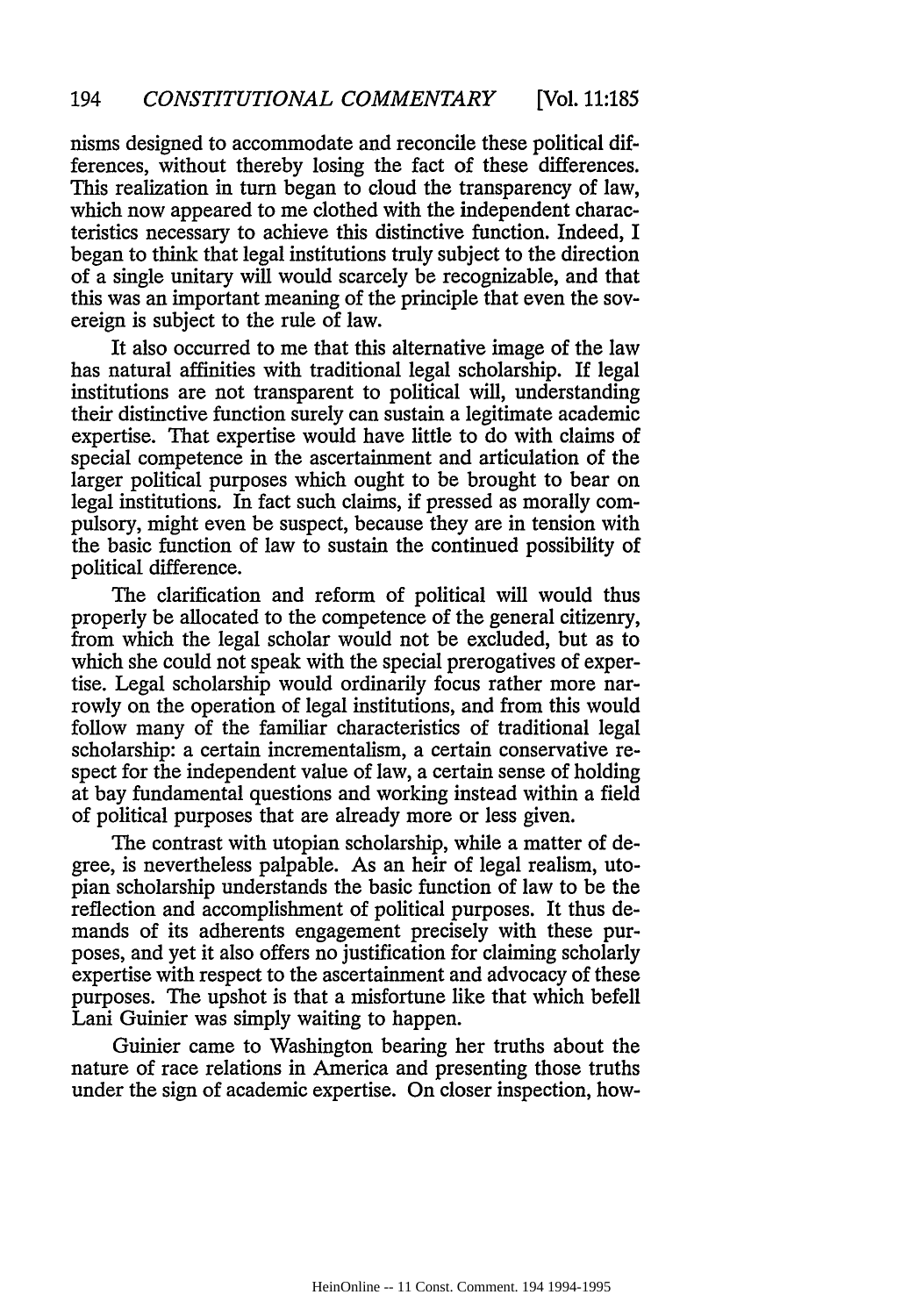nisms designed to accommodate and reconcile these political differences, without thereby losing the fact of these differences. This realization in turn began to cloud the transparency of law, which now appeared to me clothed with the independent characteristics necessary to achieve this distinctive function. Indeed, I began to think that legal institutions truly subject to the direction of a single unitary will would scarcely be recognizable, and that this was an important meaning of the principle that even the sovereign is subject to the rule of law.

It also occurred to me that this alternative image of the law has natural affinities with traditional legal scholarship. If legal institutions are not transparent to political will, understanding their distinctive function surely can sustain a legitimate academic expertise. That expertise would have little to do with claims of special competence in the ascertainment and articulation of the larger political purposes which ought to be brought to bear on legal institutions. In fact such claims, if pressed as morally compulsory, might even be suspect, because they are in tension with the basic function of law to sustain the continued possibility of political difference.

The clarification and reform of political will would thus properly be allocated to the competence of the general citizenry, from which the legal scholar would not be excluded, but as to which she could not speak with the special prerogatives of expertise. Legal scholarship would ordinarily focus rather more narrowly on the operation of legal institutions, and from this would follow many of the familiar characteristics of traditional legal scholarship: a certain incrementalism, a certain conservative respect for the independent value of law, a certain sense of holding at bay fundamental questions and working instead within a field of political purposes that are already more or less given.

The contrast with utopian scholarship, while a matter of degree, is nevertheless palpable. As an heir of legal realism, utopian scholarship understands the basic function of law to be the reflection and accomplishment of political purposes. It thus demands of its adherents engagement precisely with these purposes, and yet it also offers no justification for claiming scholarly expertise with respect to the ascertainment and advocacy of these purposes. The upshot is that a misfortune like that which befell Lani Guinier was simply waiting to happen.

Guinier came to Washington bearing her truths about the nature of race relations in America and presenting those truths under the sign of academic expertise. On closer inspection, how-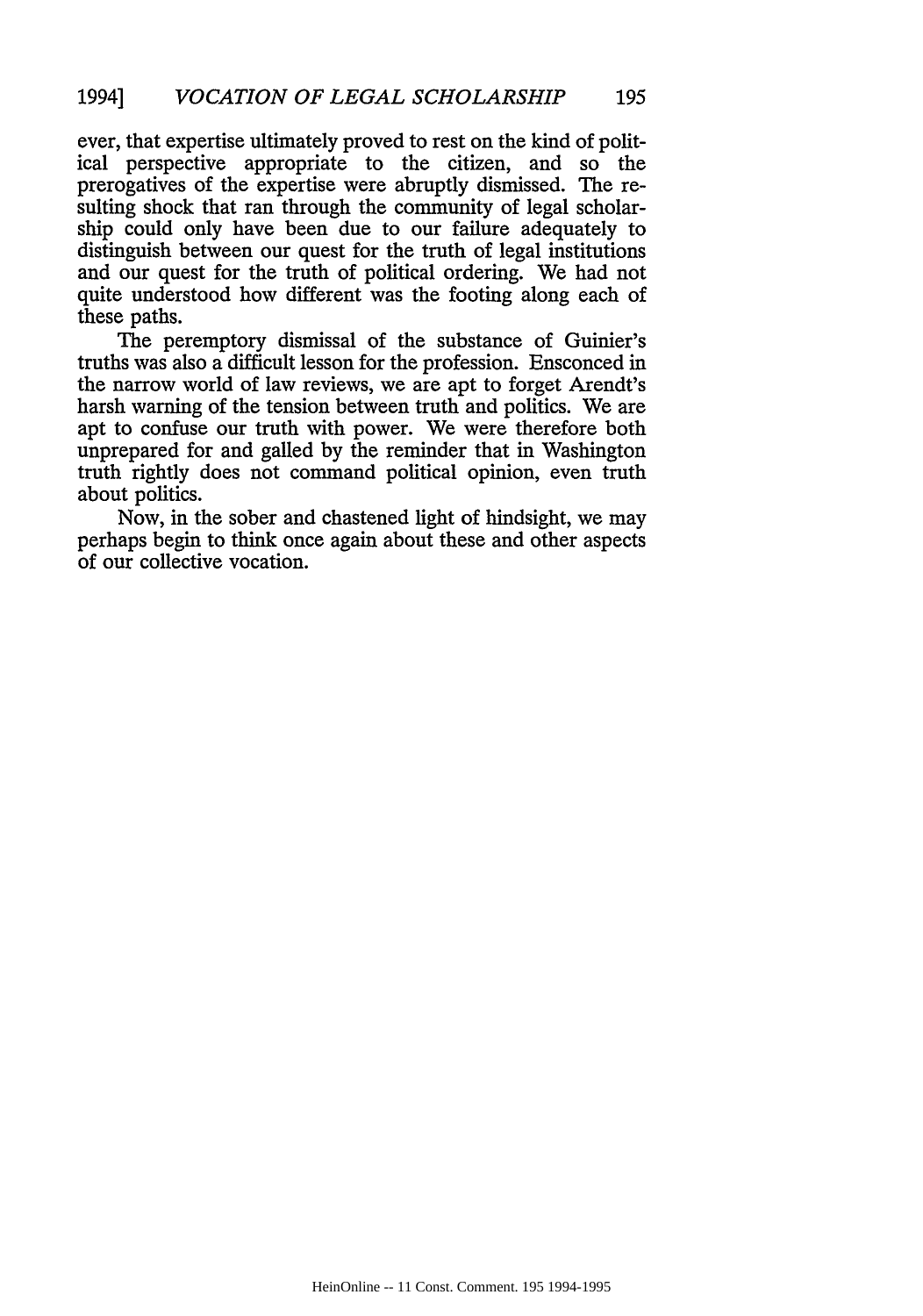ever, that expertise ultimately proved to rest on the kind of political perspective appropriate to the citizen, and so the prerogatives of the expertise were abruptly dismissed. The resulting shock that ran through the community of legal scholarship could only have been due to our failure adequately to distinguish between our quest for the truth of legal institutions and our quest for the truth of political ordering. We had not quite understood how different was the footing along each of these paths.

The peremptory dismissal of the substance of Guinier's truths was also a difficult lesson for the profession. Ensconced in the narrow world of law reviews, we are apt to forget Arendt's harsh warning of the tension between truth and politics. We are apt to confuse our truth with power. We were therefore both unprepared for and galled by the reminder that in Washington truth rightly does not command political opinion, even truth about politics.

Now, in the sober and chastened light of hindsight, we may perhaps begin to think once again about these and other aspects of our collective vocation.